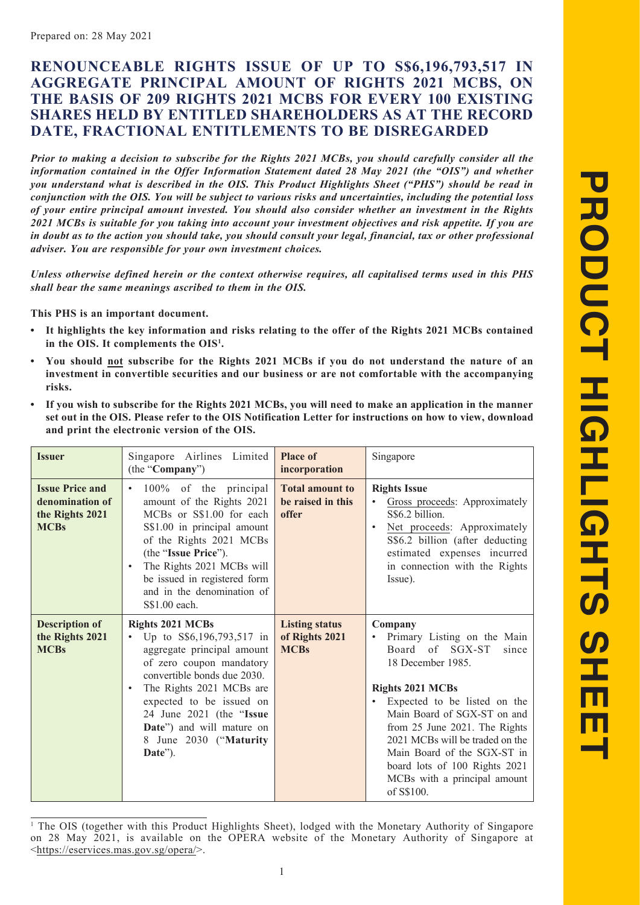Prepared on: 28 May 2021

# RENOUNCEABLE RIGHTS ISSUE OF UP TO S$6,196,793,517 IN AGGREGATE PRINCIPAL AMOUNT OF RIGHTS 2021 MCBS, ON THE BASIS OF 209 RIGHTS 2021 MCBS FOR EVERY 100 EXISTING SHARES HELD BY ENTITLED SHAREHOLDERS AS AT THE RECORD DATE, FRACTIONAL ENTITLEMENTS TO BE DISREGARDED

***Prior to making a decision to subscribe for the Rights 2021 MCBs, you should carefully consider all the information contained in the Offer Information Statement dated 28 May 2021 (the "OIS") and whether you understand what is described in the OIS. This Product Highlights Sheet ("PHS") should be read in conjunction with the OIS. You will be subject to various risks and uncertainties, including the potential loss of your entire principal amount invested. You should also consider whether an investment in the Rights 2021 MCBs is suitable for you taking into account your investment objectives and risk appetite. If you are in doubt as to the action you should take, you should consult your legal, financial, tax or other professional adviser. You are responsible for your own investment choices.***

***Unless otherwise defined herein or the context otherwise requires, all capitalised terms used in this PHS shall bear the same meanings ascribed to them in the OIS.***

**This PHS is an important document.**

- **It highlights the key information and risks relating to the offer of the Rights 2021 MCBs contained in the OIS. It complements the OIS[1].**
- **You should not subscribe for the Rights 2021 MCBs if you do not understand the nature of an investment in convertible securities and our business or are not comfortable with the accompanying risks.**
- **If you wish to subscribe for the Rights 2021 MCBs, you will need to make an application in the manner set out in the OIS. Please refer to the OIS Notification Letter for instructions on how to view, download and print the electronic version of the OIS.**

| **Issuer** | Singapore Airlines Limited (the "**Company**") | **Place of incorporation** | Singapore |
|---|---|---|---|
| **Issue Price and denomination of the Rights 2021 MCBs** | • 100% of the principal amount of the Rights 2021 MCBs or S$1.00 for each S$1.00 in principal amount of the Rights 2021 MCBs (the "**Issue Price**").<br>• The Rights 2021 MCBs will be issued in registered form and in the denomination of S$1.00 each. | **Total amount to be raised in this offer** | **Rights Issue**<br>• Gross proceeds: Approximately S$6.2 billion.<br>• Net proceeds: Approximately S$6.2 billion (after deducting estimated expenses incurred in connection with the Rights Issue). |
| **Description of the Rights 2021 MCBs** | **Rights 2021 MCBs**<br>• Up to S$6,196,793,517 in aggregate principal amount of zero coupon mandatory convertible bonds due 2030.<br>• The Rights 2021 MCBs are expected to be issued on 24 June 2021 (the "**Issue Date**") and will mature on 8 June 2030 ("**Maturity Date**"). | **Listing status of Rights 2021 MCBs** | **Company**<br>• Primary Listing on the Main Board of SGX-ST since 18 December 1985.<br><br>**Rights 2021 MCBs**<br>• Expected to be listed on the Main Board of SGX-ST on and from 25 June 2021. The Rights 2021 MCBs will be traded on the Main Board of the SGX-ST in board lots of 100 Rights 2021 MCBs with a principal amount of S$100. |

[1] The OIS (together with this Product Highlights Sheet), lodged with the Monetary Authority of Singapore on 28 May 2021, is available on the OPERA website of the Monetary Authority of Singapore at <https://eservices.mas.gov.sg/opera/>.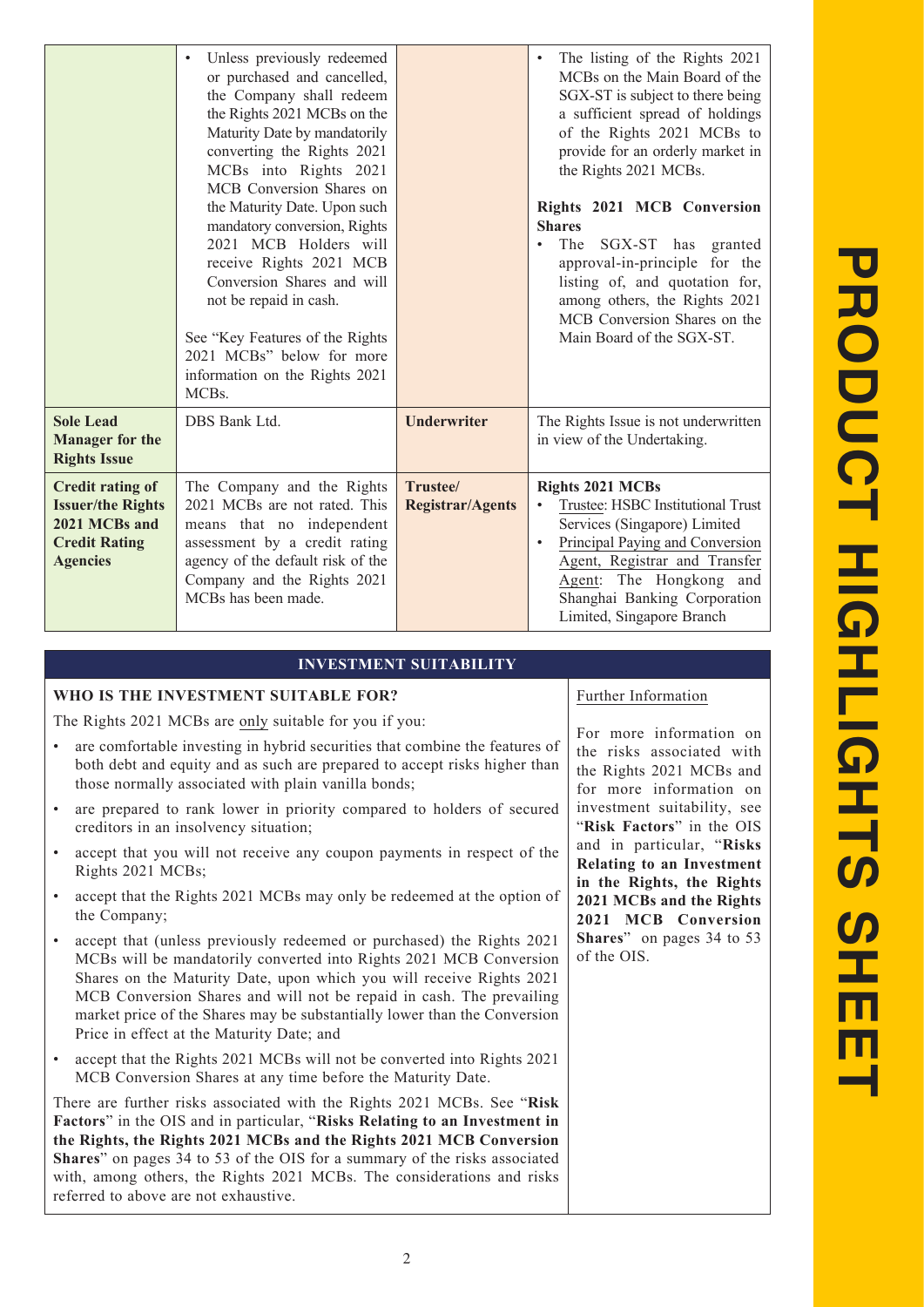| | | | |
|---|---|---|---|
| | • Unless previously redeemed or purchased and cancelled, the Company shall redeem the Rights 2021 MCBs on the Maturity Date by mandatorily converting the Rights 2021 MCBs into Rights 2021 MCB Conversion Shares on the Maturity Date. Upon such mandatory conversion, Rights 2021 MCB Holders will receive Rights 2021 MCB Conversion Shares and will not be repaid in cash.<br><br>See "Key Features of the Rights 2021 MCBs" below for more information on the Rights 2021 MCBs. | | • The listing of the Rights 2021 MCBs on the Main Board of the SGX-ST is subject to there being a sufficient spread of holdings of the Rights 2021 MCBs to provide for an orderly market in the Rights 2021 MCBs.<br><br>**Rights 2021 MCB Conversion Shares**<br>• The SGX-ST has granted approval-in-principle for the listing of, and quotation for, among others, the Rights 2021 MCB Conversion Shares on the Main Board of the SGX-ST. |
| **Sole Lead Manager for the Rights Issue** | DBS Bank Ltd. | **Underwriter** | The Rights Issue is not underwritten in view of the Undertaking. |
| **Credit rating of Issuer/the Rights 2021 MCBs and Credit Rating Agencies** | The Company and the Rights 2021 MCBs are not rated. This means that no independent assessment by a credit rating agency of the default risk of the Company and the Rights 2021 MCBs has been made. | **Trustee/ Registrar/Agents** | **Rights 2021 MCBs**<br>• Trustee: HSBC Institutional Trust Services (Singapore) Limited<br>• Principal Paying and Conversion Agent, Registrar and Transfer Agent: The Hongkong and Shanghai Banking Corporation Limited, Singapore Branch |

## INVESTMENT SUITABILITY

### WHO IS THE INVESTMENT SUITABLE FOR?

The Rights 2021 MCBs are only suitable for you if you:

- are comfortable investing in hybrid securities that combine the features of both debt and equity and as such are prepared to accept risks higher than those normally associated with plain vanilla bonds;
- are prepared to rank lower in priority compared to holders of secured creditors in an insolvency situation;
- accept that you will not receive any coupon payments in respect of the Rights 2021 MCBs;
- accept that the Rights 2021 MCBs may only be redeemed at the option of the Company;
- accept that (unless previously redeemed or purchased) the Rights 2021 MCBs will be mandatorily converted into Rights 2021 MCB Conversion Shares on the Maturity Date, upon which you will receive Rights 2021 MCB Conversion Shares and will not be repaid in cash. The prevailing market price of the Shares may be substantially lower than the Conversion Price in effect at the Maturity Date; and
- accept that the Rights 2021 MCBs will not be converted into Rights 2021 MCB Conversion Shares at any time before the Maturity Date.

There are further risks associated with the Rights 2021 MCBs. See "**Risk Factors**" in the OIS and in particular, "**Risks Relating to an Investment in the Rights, the Rights 2021 MCBs and the Rights 2021 MCB Conversion Shares**" on pages 34 to 53 of the OIS for a summary of the risks associated with, among others, the Rights 2021 MCBs. The considerations and risks referred to above are not exhaustive.

Further Information

For more information on the risks associated with the Rights 2021 MCBs and for more information on investment suitability, see "**Risk Factors**" in the OIS and in particular, "**Risks Relating to an Investment in the Rights, the Rights 2021 MCBs and the Rights 2021 MCB Conversion Shares**" on pages 34 to 53 of the OIS.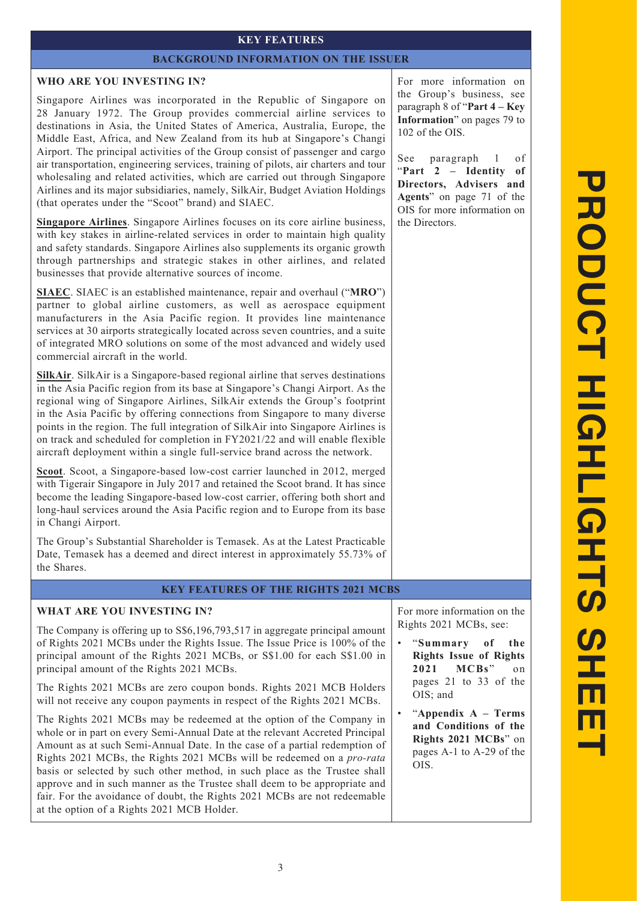# KEY FEATURES

## BACKGROUND INFORMATION ON THE ISSUER

### WHO ARE YOU INVESTING IN?

Singapore Airlines was incorporated in the Republic of Singapore on 28 January 1972. The Group provides commercial airline services to destinations in Asia, the United States of America, Australia, Europe, the Middle East, Africa, and New Zealand from its hub at Singapore's Changi Airport. The principal activities of the Group consist of passenger and cargo air transportation, engineering services, training of pilots, air charters and tour wholesaling and related activities, which are carried out through Singapore Airlines and its major subsidiaries, namely, SilkAir, Budget Aviation Holdings (that operates under the "Scoot" brand) and SIAEC.

**Singapore Airlines**. Singapore Airlines focuses on its core airline business, with key stakes in airline-related services in order to maintain high quality and safety standards. Singapore Airlines also supplements its organic growth through partnerships and strategic stakes in other airlines, and related businesses that provide alternative sources of income.

**SIAEC**. SIAEC is an established maintenance, repair and overhaul ("**MRO**") partner to global airline customers, as well as aerospace equipment manufacturers in the Asia Pacific region. It provides line maintenance services at 30 airports strategically located across seven countries, and a suite of integrated MRO solutions on some of the most advanced and widely used commercial aircraft in the world.

**SilkAir**. SilkAir is a Singapore-based regional airline that serves destinations in the Asia Pacific region from its base at Singapore's Changi Airport. As the regional wing of Singapore Airlines, SilkAir extends the Group's footprint in the Asia Pacific by offering connections from Singapore to many diverse points in the region. The full integration of SilkAir into Singapore Airlines is on track and scheduled for completion in FY2021/22 and will enable flexible aircraft deployment within a single full-service brand across the network.

**Scoot**. Scoot, a Singapore-based low-cost carrier launched in 2012, merged with Tigerair Singapore in July 2017 and retained the Scoot brand. It has since become the leading Singapore-based low-cost carrier, offering both short and long-haul services around the Asia Pacific region and to Europe from its base in Changi Airport.

The Group's Substantial Shareholder is Temasek. As at the Latest Practicable Date, Temasek has a deemed and direct interest in approximately 55.73% of the Shares.

For more information on the Group's business, see paragraph 8 of "**Part 4 – Key Information**" on pages 79 to 102 of the OIS.

See paragraph 1 of "**Part 2 – Identity of Directors, Advisers and Agents**" on page 71 of the OIS for more information on the Directors.

## KEY FEATURES OF THE RIGHTS 2021 MCBS

### WHAT ARE YOU INVESTING IN?

The Company is offering up to S$6,196,793,517 in aggregate principal amount of Rights 2021 MCBs under the Rights Issue. The Issue Price is 100% of the principal amount of the Rights 2021 MCBs, or S$1.00 for each S$1.00 in principal amount of the Rights 2021 MCBs.

The Rights 2021 MCBs are zero coupon bonds. Rights 2021 MCB Holders will not receive any coupon payments in respect of the Rights 2021 MCBs.

The Rights 2021 MCBs may be redeemed at the option of the Company in whole or in part on every Semi-Annual Date at the relevant Accreted Principal Amount as at such Semi-Annual Date. In the case of a partial redemption of Rights 2021 MCBs, the Rights 2021 MCBs will be redeemed on a *pro-rata* basis or selected by such other method, in such place as the Trustee shall approve and in such manner as the Trustee shall deem to be appropriate and fair. For the avoidance of doubt, the Rights 2021 MCBs are not redeemable at the option of a Rights 2021 MCB Holder.

For more information on the Rights 2021 MCBs, see:

- "**Summary of the Rights Issue of Rights 2021 MCBs**" on pages 21 to 33 of the OIS; and
- "**Appendix A – Terms and Conditions of the Rights 2021 MCBs**" on pages A-1 to A-29 of the OIS.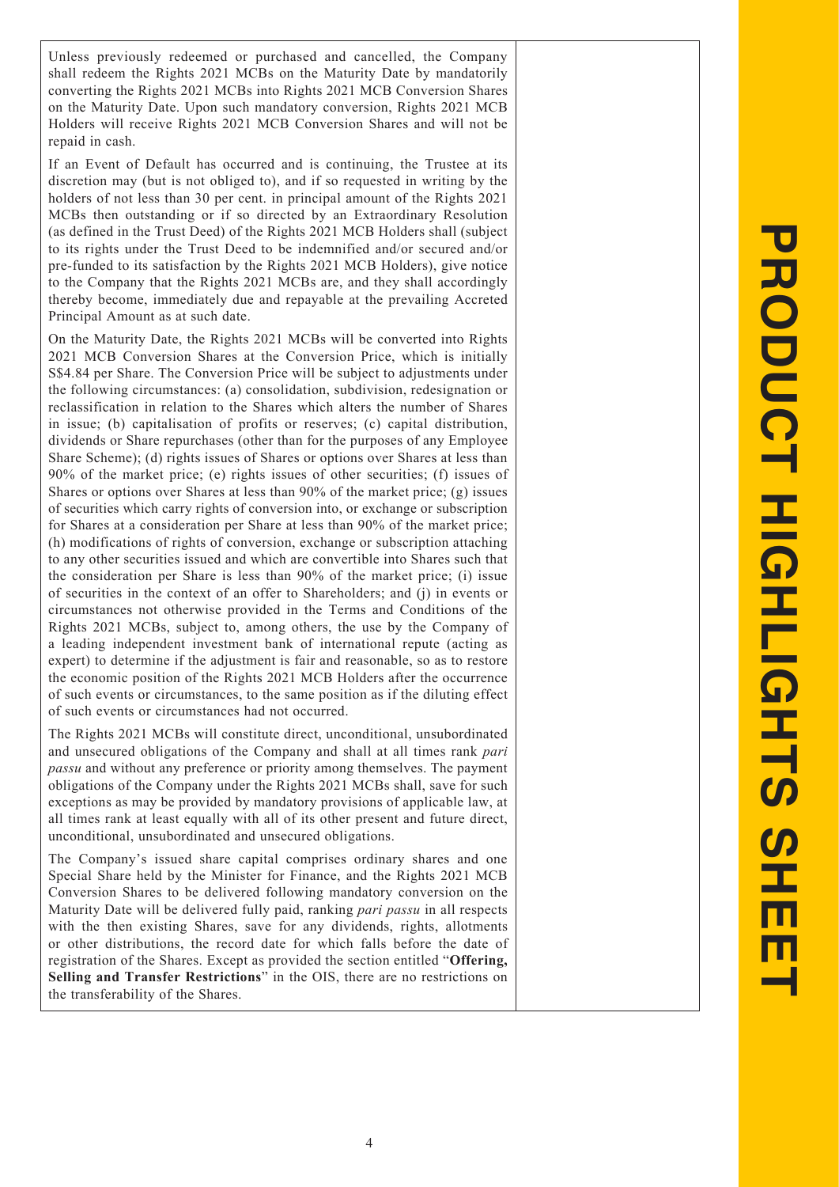Unless previously redeemed or purchased and cancelled, the Company shall redeem the Rights 2021 MCBs on the Maturity Date by mandatorily converting the Rights 2021 MCBs into Rights 2021 MCB Conversion Shares on the Maturity Date. Upon such mandatory conversion, Rights 2021 MCB Holders will receive Rights 2021 MCB Conversion Shares and will not be repaid in cash.

If an Event of Default has occurred and is continuing, the Trustee at its discretion may (but is not obliged to), and if so requested in writing by the holders of not less than 30 per cent. in principal amount of the Rights 2021 MCBs then outstanding or if so directed by an Extraordinary Resolution (as defined in the Trust Deed) of the Rights 2021 MCB Holders shall (subject to its rights under the Trust Deed to be indemnified and/or secured and/or pre-funded to its satisfaction by the Rights 2021 MCB Holders), give notice to the Company that the Rights 2021 MCBs are, and they shall accordingly thereby become, immediately due and repayable at the prevailing Accreted Principal Amount as at such date.

On the Maturity Date, the Rights 2021 MCBs will be converted into Rights 2021 MCB Conversion Shares at the Conversion Price, which is initially S$4.84 per Share. The Conversion Price will be subject to adjustments under the following circumstances: (a) consolidation, subdivision, redesignation or reclassification in relation to the Shares which alters the number of Shares in issue; (b) capitalisation of profits or reserves; (c) capital distribution, dividends or Share repurchases (other than for the purposes of any Employee Share Scheme); (d) rights issues of Shares or options over Shares at less than 90% of the market price; (e) rights issues of other securities; (f) issues of Shares or options over Shares at less than 90% of the market price; (g) issues of securities which carry rights of conversion into, or exchange or subscription for Shares at a consideration per Share at less than 90% of the market price; (h) modifications of rights of conversion, exchange or subscription attaching to any other securities issued and which are convertible into Shares such that the consideration per Share is less than 90% of the market price; (i) issue of securities in the context of an offer to Shareholders; and (j) in events or circumstances not otherwise provided in the Terms and Conditions of the Rights 2021 MCBs, subject to, among others, the use by the Company of a leading independent investment bank of international repute (acting as expert) to determine if the adjustment is fair and reasonable, so as to restore the economic position of the Rights 2021 MCB Holders after the occurrence of such events or circumstances, to the same position as if the diluting effect of such events or circumstances had not occurred.

The Rights 2021 MCBs will constitute direct, unconditional, unsubordinated and unsecured obligations of the Company and shall at all times rank *pari passu* and without any preference or priority among themselves. The payment obligations of the Company under the Rights 2021 MCBs shall, save for such exceptions as may be provided by mandatory provisions of applicable law, at all times rank at least equally with all of its other present and future direct, unconditional, unsubordinated and unsecured obligations.

The Company's issued share capital comprises ordinary shares and one Special Share held by the Minister for Finance, and the Rights 2021 MCB Conversion Shares to be delivered following mandatory conversion on the Maturity Date will be delivered fully paid, ranking *pari passu* in all respects with the then existing Shares, save for any dividends, rights, allotments or other distributions, the record date for which falls before the date of registration of the Shares. Except as provided the section entitled "**Offering, Selling and Transfer Restrictions**" in the OIS, there are no restrictions on the transferability of the Shares.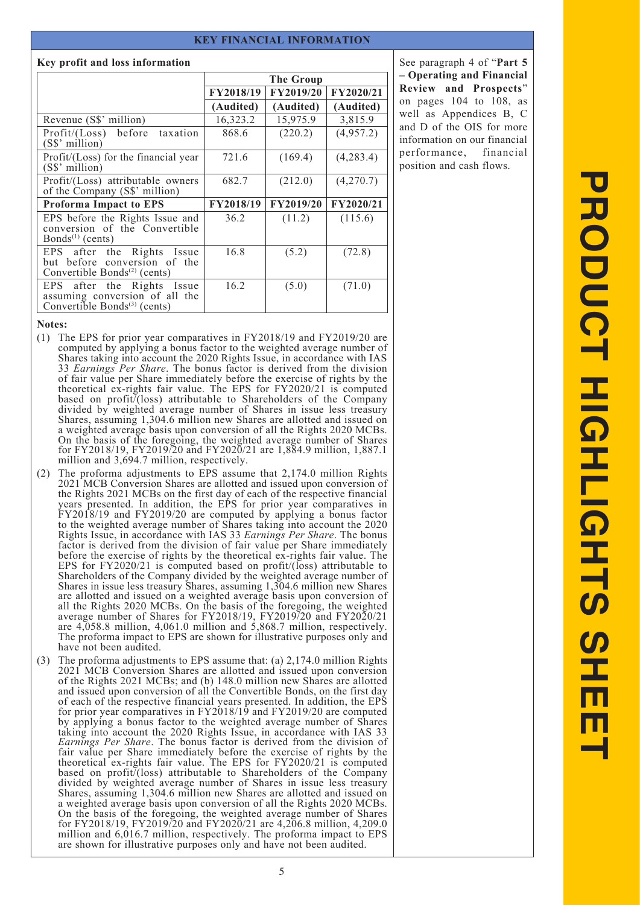## KEY FINANCIAL INFORMATION

### Key profit and loss information

| | The Group | | |
|---|---|---|---|
| | FY2018/19 | FY2019/20 | FY2020/21 |
| | (Audited) | (Audited) | (Audited) |
| Revenue (S$' million) | 16,323.2 | 15,975.9 | 3,815.9 |
| Profit/(Loss) before taxation (S$' million) | 868.6 | (220.2) | (4,957.2) |
| Profit/(Loss) for the financial year (S$' million) | 721.6 | (169.4) | (4,283.4) |
| Profit/(Loss) attributable owners of the Company (S$' million) | 682.7 | (212.0) | (4,270.7) |
| **Proforma Impact to EPS** | **FY2018/19** | **FY2019/20** | **FY2020/21** |
| EPS before the Rights Issue and conversion of the Convertible Bonds[(1)] (cents) | 36.2 | (11.2) | (115.6) |
| EPS after the Rights Issue but before conversion of the Convertible Bonds[(2)] (cents) | 16.8 | (5.2) | (72.8) |
| EPS after the Rights Issue assuming conversion of all the Convertible Bonds[(3)] (cents) | 16.2 | (5.0) | (71.0) |

See paragraph 4 of "**Part 5 – Operating and Financial Review and Prospects**" on pages 104 to 108, as well as Appendices B, C and D of the OIS for more information on our financial performance, financial position and cash flows.

**Notes:**

(1) The EPS for prior year comparatives in FY2018/19 and FY2019/20 are computed by applying a bonus factor to the weighted average number of Shares taking into account the 2020 Rights Issue, in accordance with IAS 33 *Earnings Per Share*. The bonus factor is derived from the division of fair value per Share immediately before the exercise of rights by the theoretical ex-rights fair value. The EPS for FY2020/21 is computed based on profit/(loss) attributable to Shareholders of the Company divided by weighted average number of Shares in issue less treasury Shares, assuming 1,304.6 million new Shares are allotted and issued on a weighted average basis upon conversion of all the Rights 2020 MCBs. On the basis of the foregoing, the weighted average number of Shares for FY2018/19, FY2019/20 and FY2020/21 are 1,884.9 million, 1,887.1 million and 3,694.7 million, respectively.

(2) The proforma adjustments to EPS assume that 2,174.0 million Rights 2021 MCB Conversion Shares are allotted and issued upon conversion of the Rights 2021 MCBs on the first day of each of the respective financial years presented. In addition, the EPS for prior year comparatives in FY2018/19 and FY2019/20 are computed by applying a bonus factor to the weighted average number of Shares taking into account the 2020 Rights Issue, in accordance with IAS 33 *Earnings Per Share*. The bonus factor is derived from the division of fair value per Share immediately before the exercise of rights by the theoretical ex-rights fair value. The EPS for FY2020/21 is computed based on profit/(loss) attributable to Shareholders of the Company divided by the weighted average number of Shares in issue less treasury Shares, assuming 1,304.6 million new Shares are allotted and issued on a weighted average basis upon conversion of all the Rights 2020 MCBs. On the basis of the foregoing, the weighted average number of Shares for FY2018/19, FY2019/20 and FY2020/21 are 4,058.8 million, 4,061.0 million and 5,868.7 million, respectively. The proforma impact to EPS are shown for illustrative purposes only and have not been audited.

(3) The proforma adjustments to EPS assume that: (a) 2,174.0 million Rights 2021 MCB Conversion Shares are allotted and issued upon conversion of the Rights 2021 MCBs; and (b) 148.0 million new Shares are allotted and issued upon conversion of all the Convertible Bonds, on the first day of each of the respective financial years presented. In addition, the EPS for prior year comparatives in FY2018/19 and FY2019/20 are computed by applying a bonus factor to the weighted average number of Shares taking into account the 2020 Rights Issue, in accordance with IAS 33 *Earnings Per Share*. The bonus factor is derived from the division of fair value per Share immediately before the exercise of rights by the theoretical ex-rights fair value. The EPS for FY2020/21 is computed based on profit/(loss) attributable to Shareholders of the Company divided by weighted average number of Shares in issue less treasury Shares, assuming 1,304.6 million new Shares are allotted and issued on a weighted average basis upon conversion of all the Rights 2020 MCBs. On the basis of the foregoing, the weighted average number of Shares for FY2018/19, FY2019/20 and FY2020/21 are 4,206.8 million, 4,209.0 million and 6,016.7 million, respectively. The proforma impact to EPS are shown for illustrative purposes only and have not been audited.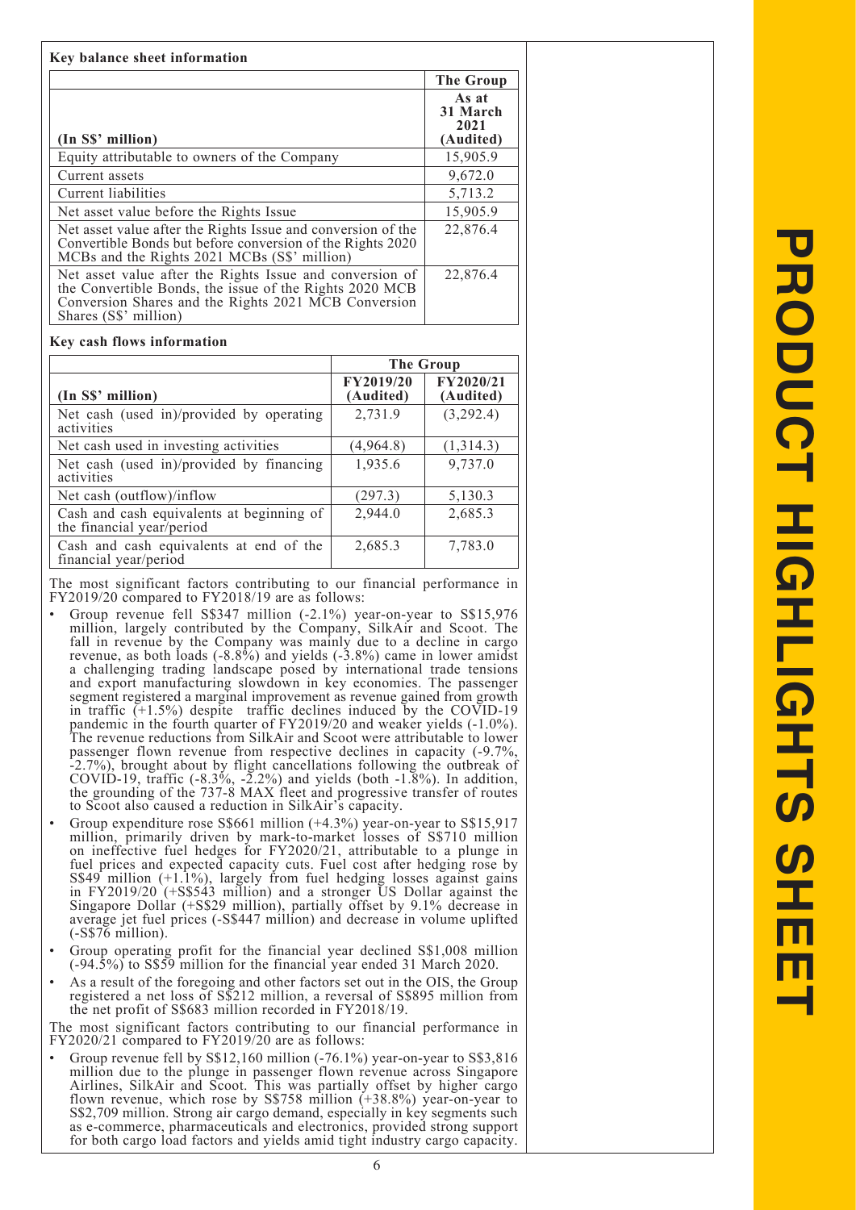**Key balance sheet information**

| (In S$' million) | The Group As at 31 March 2021 (Audited) |
|---|---|
| Equity attributable to owners of the Company | 15,905.9 |
| Current assets | 9,672.0 |
| Current liabilities | 5,713.2 |
| Net asset value before the Rights Issue | 15,905.9 |
| Net asset value after the Rights Issue and conversion of the Convertible Bonds but before conversion of the Rights 2020 MCBs and the Rights 2021 MCBs (S$' million) | 22,876.4 |
| Net asset value after the Rights Issue and conversion of the Convertible Bonds, the issue of the Rights 2020 MCB Conversion Shares and the Rights 2021 MCB Conversion Shares (S$' million) | 22,876.4 |

**Key cash flows information**

| | The Group | |
|---|---|---|
| (In S$' million) | FY2019/20 (Audited) | FY2020/21 (Audited) |
| Net cash (used in)/provided by operating activities | 2,731.9 | (3,292.4) |
| Net cash used in investing activities | (4,964.8) | (1,314.3) |
| Net cash (used in)/provided by financing activities | 1,935.6 | 9,737.0 |
| Net cash (outflow)/inflow | (297.3) | 5,130.3 |
| Cash and cash equivalents at beginning of the financial year/period | 2,944.0 | 2,685.3 |
| Cash and cash equivalents at end of the financial year/period | 2,685.3 | 7,783.0 |

The most significant factors contributing to our financial performance in FY2019/20 compared to FY2018/19 are as follows:

- Group revenue fell S$347 million (-2.1%) year-on-year to S$15,976 million, largely contributed by the Company, SilkAir and Scoot. The fall in revenue by the Company was mainly due to a decline in cargo revenue, as both loads (-8.8%) and yields (-3.8%) came in lower amidst a challenging trading landscape posed by international trade tensions and export manufacturing slowdown in key economies. The passenger segment registered a marginal improvement as revenue gained from growth in traffic (+1.5%) despite traffic declines induced by the COVID-19 pandemic in the fourth quarter of FY2019/20 and weaker yields (-1.0%). The revenue reductions from SilkAir and Scoot were attributable to lower passenger flown revenue from respective declines in capacity (-9.7%, -2.7%), brought about by flight cancellations following the outbreak of COVID-19, traffic (-8.3%, -2.2%) and yields (both -1.8%). In addition, the grounding of the 737-8 MAX fleet and progressive transfer of routes to Scoot also caused a reduction in SilkAir's capacity.
- Group expenditure rose S$661 million (+4.3%) year-on-year to S$15,917 million, primarily driven by mark-to-market losses of S$710 million on ineffective fuel hedges for FY2020/21, attributable to a plunge in fuel prices and expected capacity cuts. Fuel cost after hedging rose by S$49 million (+1.1%), largely from fuel hedging losses against gains in FY2019/20 (+S$543 million) and a stronger US Dollar against the Singapore Dollar (+S$29 million), partially offset by 9.1% decrease in average jet fuel prices (-S$447 million) and decrease in volume uplifted (-S$76 million).
- Group operating profit for the financial year declined S$1,008 million (-94.5%) to S$59 million for the financial year ended 31 March 2020.
- As a result of the foregoing and other factors set out in the OIS, the Group registered a net loss of S$212 million, a reversal of S$895 million from the net profit of S$683 million recorded in FY2018/19.

The most significant factors contributing to our financial performance in FY2020/21 compared to FY2019/20 are as follows:

- Group revenue fell by S$12,160 million (-76.1%) year-on-year to S$3,816 million due to the plunge in passenger flown revenue across Singapore Airlines, SilkAir and Scoot. This was partially offset by higher cargo flown revenue, which rose by S$758 million (+38.8%) year-on-year to S$2,709 million. Strong air cargo demand, especially in key segments such as e-commerce, pharmaceuticals and electronics, provided strong support for both cargo load factors and yields amid tight industry cargo capacity.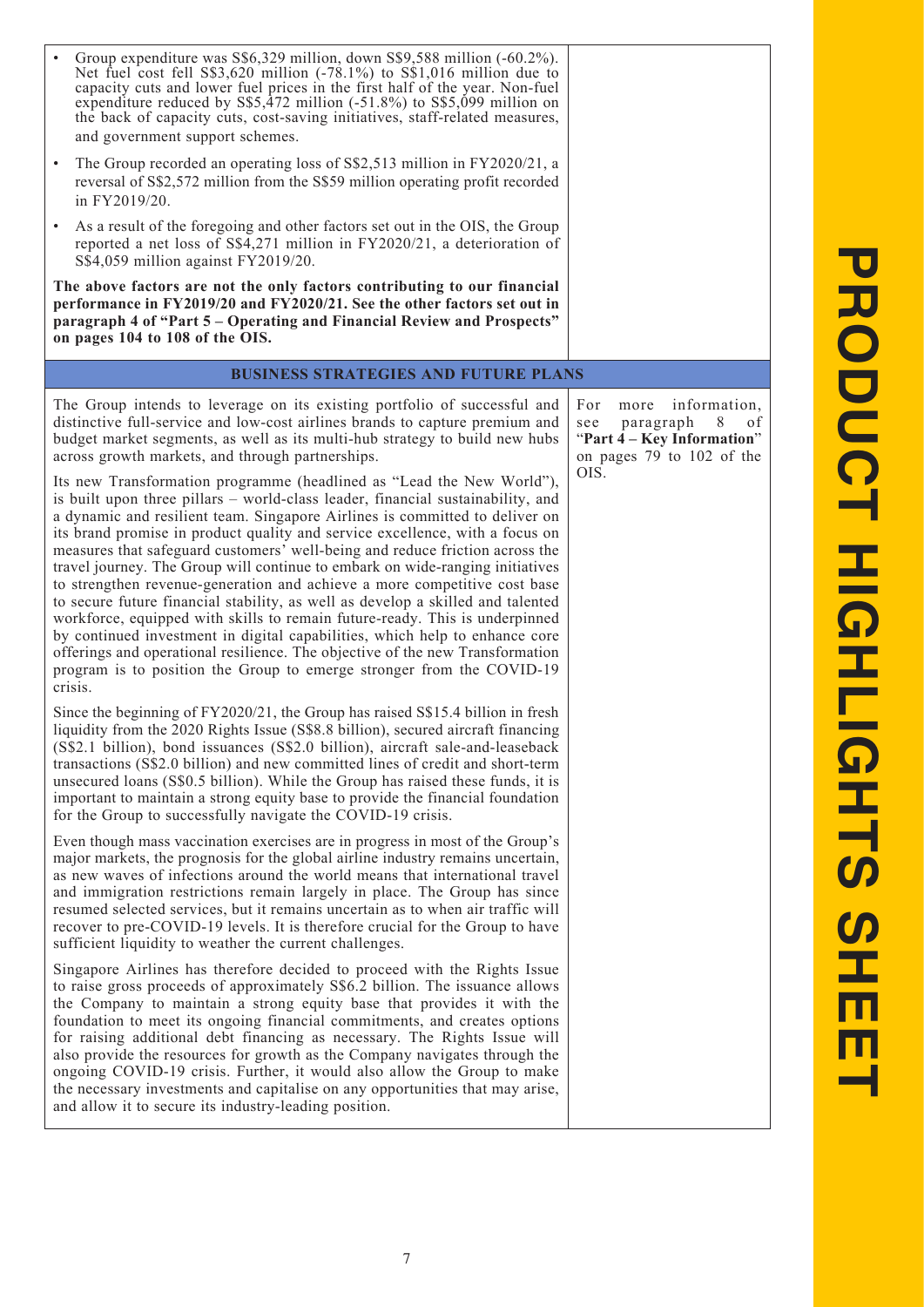- Group expenditure was S$6,329 million, down S$9,588 million (-60.2%). Net fuel cost fell S$3,620 million (-78.1%) to S$1,016 million due to capacity cuts and lower fuel prices in the first half of the year. Non-fuel expenditure reduced by S$5,472 million (-51.8%) to S$5,099 million on the back of capacity cuts, cost-saving initiatives, staff-related measures, and government support schemes.
- The Group recorded an operating loss of S$2,513 million in FY2020/21, a reversal of S$2,572 million from the S$59 million operating profit recorded in FY2019/20.
- As a result of the foregoing and other factors set out in the OIS, the Group reported a net loss of S$4,271 million in FY2020/21, a deterioration of S$4,059 million against FY2019/20.

**The above factors are not the only factors contributing to our financial performance in FY2019/20 and FY2020/21. See the other factors set out in paragraph 4 of "Part 5 – Operating and Financial Review and Prospects" on pages 104 to 108 of the OIS.**

## BUSINESS STRATEGIES AND FUTURE PLANS

*For more information, see paragraph 8 of "**Part 4 – Key Information**" on pages 79 to 102 of the OIS.*

The Group intends to leverage on its existing portfolio of successful and distinctive full-service and low-cost airlines brands to capture premium and budget market segments, as well as its multi-hub strategy to build new hubs across growth markets, and through partnerships.

Its new Transformation programme (headlined as "Lead the New World"), is built upon three pillars – world-class leader, financial sustainability, and a dynamic and resilient team. Singapore Airlines is committed to deliver on its brand promise in product quality and service excellence, with a focus on measures that safeguard customers' well-being and reduce friction across the travel journey. The Group will continue to embark on wide-ranging initiatives to strengthen revenue-generation and achieve a more competitive cost base to secure future financial stability, as well as develop a skilled and talented workforce, equipped with skills to remain future-ready. This is underpinned by continued investment in digital capabilities, which help to enhance core offerings and operational resilience. The objective of the new Transformation program is to position the Group to emerge stronger from the COVID-19 crisis.

Since the beginning of FY2020/21, the Group has raised S$15.4 billion in fresh liquidity from the 2020 Rights Issue (S$8.8 billion), secured aircraft financing (S$2.1 billion), bond issuances (S$2.0 billion), aircraft sale-and-leaseback transactions (S$2.0 billion) and new committed lines of credit and short-term unsecured loans (S$0.5 billion). While the Group has raised these funds, it is important to maintain a strong equity base to provide the financial foundation for the Group to successfully navigate the COVID-19 crisis.

Even though mass vaccination exercises are in progress in most of the Group's major markets, the prognosis for the global airline industry remains uncertain, as new waves of infections around the world means that international travel and immigration restrictions remain largely in place. The Group has since resumed selected services, but it remains uncertain as to when air traffic will recover to pre-COVID-19 levels. It is therefore crucial for the Group to have sufficient liquidity to weather the current challenges.

Singapore Airlines has therefore decided to proceed with the Rights Issue to raise gross proceeds of approximately S$6.2 billion. The issuance allows the Company to maintain a strong equity base that provides it with the foundation to meet its ongoing financial commitments, and creates options for raising additional debt financing as necessary. The Rights Issue will also provide the resources for growth as the Company navigates through the ongoing COVID-19 crisis. Further, it would also allow the Group to make the necessary investments and capitalise on any opportunities that may arise, and allow it to secure its industry-leading position.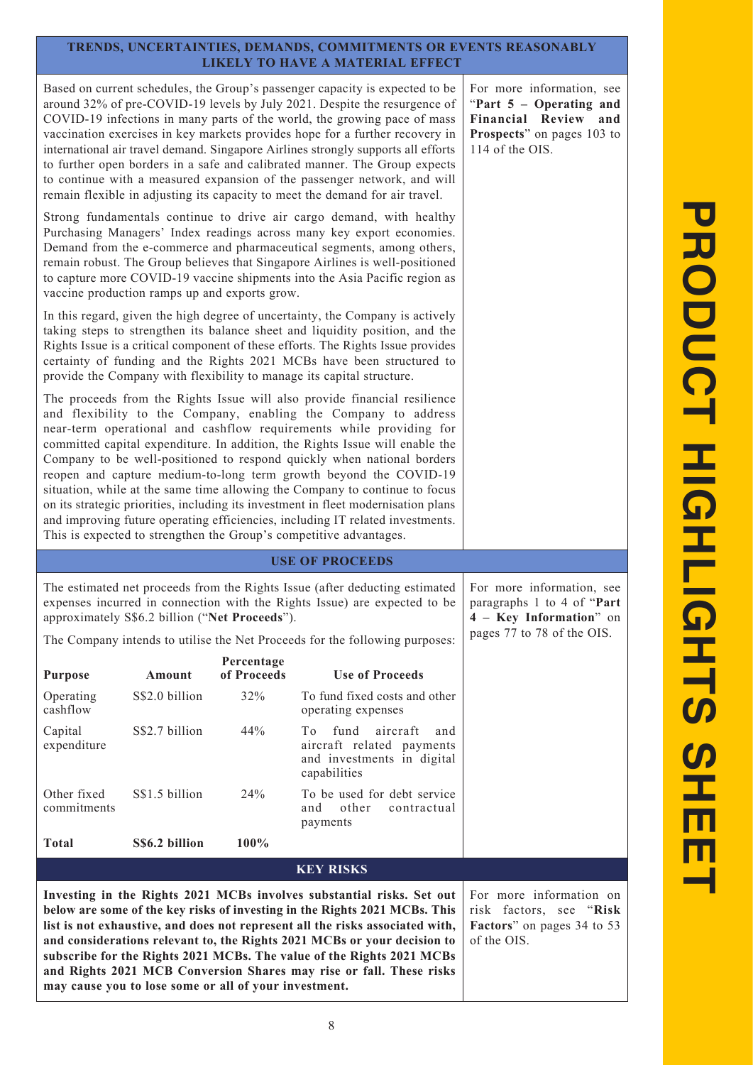## TRENDS, UNCERTAINTIES, DEMANDS, COMMITMENTS OR EVENTS REASONABLY LIKELY TO HAVE A MATERIAL EFFECT

Based on current schedules, the Group's passenger capacity is expected to be around 32% of pre-COVID-19 levels by July 2021. Despite the resurgence of COVID-19 infections in many parts of the world, the growing pace of mass vaccination exercises in key markets provides hope for a further recovery in international air travel demand. Singapore Airlines strongly supports all efforts to further open borders in a safe and calibrated manner. The Group expects to continue with a measured expansion of the passenger network, and will remain flexible in adjusting its capacity to meet the demand for air travel.

Strong fundamentals continue to drive air cargo demand, with healthy Purchasing Managers' Index readings across many key export economies. Demand from the e-commerce and pharmaceutical segments, among others, remain robust. The Group believes that Singapore Airlines is well-positioned to capture more COVID-19 vaccine shipments into the Asia Pacific region as vaccine production ramps up and exports grow.

In this regard, given the high degree of uncertainty, the Company is actively taking steps to strengthen its balance sheet and liquidity position, and the Rights Issue is a critical component of these efforts. The Rights Issue provides certainty of funding and the Rights 2021 MCBs have been structured to provide the Company with flexibility to manage its capital structure.

The proceeds from the Rights Issue will also provide financial resilience and flexibility to the Company, enabling the Company to address near-term operational and cashflow requirements while providing for committed capital expenditure. In addition, the Rights Issue will enable the Company to be well-positioned to respond quickly when national borders reopen and capture medium-to-long term growth beyond the COVID-19 situation, while at the same time allowing the Company to continue to focus on its strategic priorities, including its investment in fleet modernisation plans and improving future operating efficiencies, including IT related investments. This is expected to strengthen the Group's competitive advantages.

For more information, see "**Part 5 – Operating and Financial Review and Prospects**" on pages 103 to 114 of the OIS.

## USE OF PROCEEDS

The estimated net proceeds from the Rights Issue (after deducting estimated expenses incurred in connection with the Rights Issue) are expected to be approximately S$6.2 billion ("**Net Proceeds**").

The Company intends to utilise the Net Proceeds for the following purposes:

| Purpose | Amount | Percentage of Proceeds | Use of Proceeds |
|---|---|---|---|
| Operating cashflow | S$2.0 billion | 32% | To fund fixed costs and other operating expenses |
| Capital expenditure | S$2.7 billion | 44% | To fund aircraft and aircraft related payments and investments in digital capabilities |
| Other fixed commitments | S$1.5 billion | 24% | To be used for debt service and other contractual payments |
| **Total** | **S$6.2 billion** | **100%** | |

For more information, see paragraphs 1 to 4 of "**Part 4 – Key Information**" on pages 77 to 78 of the OIS.

## KEY RISKS

**Investing in the Rights 2021 MCBs involves substantial risks. Set out below are some of the key risks of investing in the Rights 2021 MCBs. This list is not exhaustive, and does not represent all the risks associated with, and considerations relevant to, the Rights 2021 MCBs or your decision to subscribe for the Rights 2021 MCBs. The value of the Rights 2021 MCBs and Rights 2021 MCB Conversion Shares may rise or fall. These risks may cause you to lose some or all of your investment.**

For more information on risk factors, see "**Risk Factors**" on pages 34 to 53 of the OIS.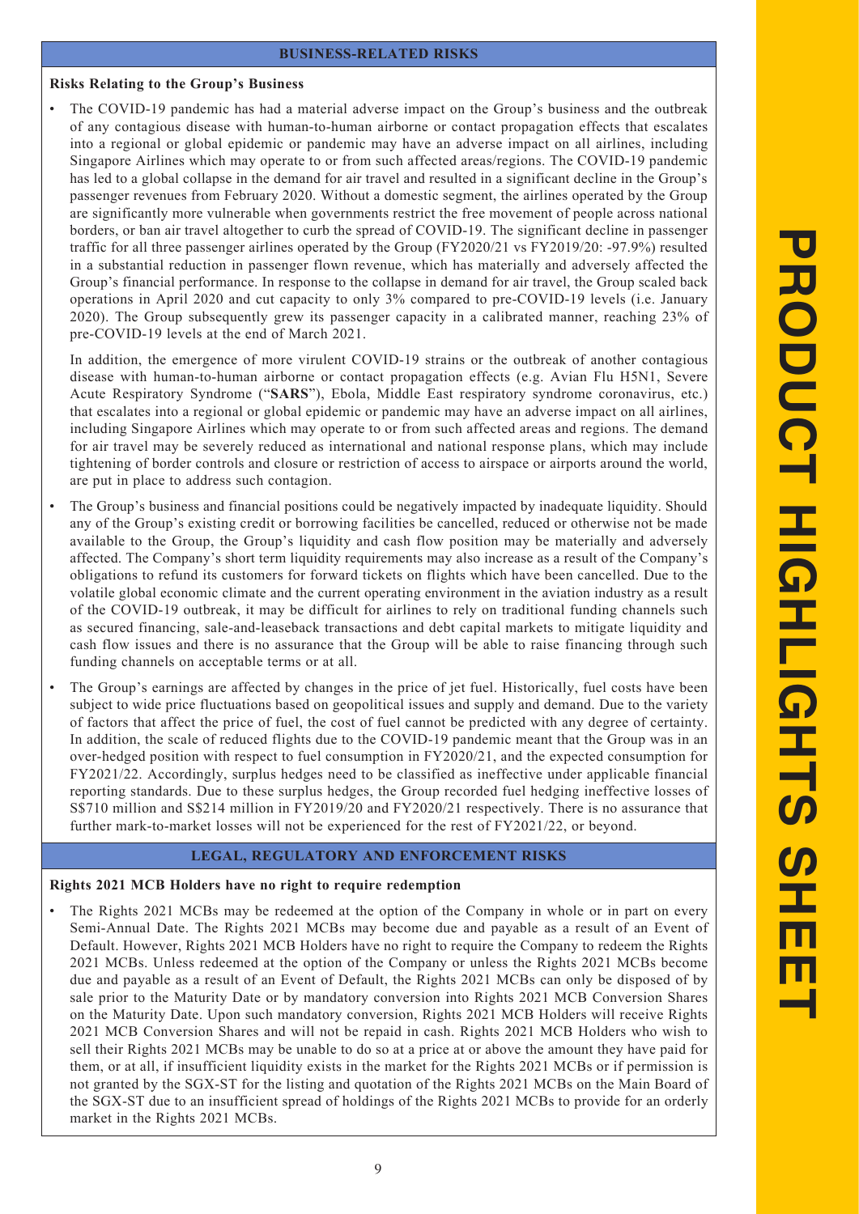## BUSINESS-RELATED RISKS

**Risks Relating to the Group's Business**

- The COVID-19 pandemic has had a material adverse impact on the Group's business and the outbreak of any contagious disease with human-to-human airborne or contact propagation effects that escalates into a regional or global epidemic or pandemic may have an adverse impact on all airlines, including Singapore Airlines which may operate to or from such affected areas/regions. The COVID-19 pandemic has led to a global collapse in the demand for air travel and resulted in a significant decline in the Group's passenger revenues from February 2020. Without a domestic segment, the airlines operated by the Group are significantly more vulnerable when governments restrict the free movement of people across national borders, or ban air travel altogether to curb the spread of COVID-19. The significant decline in passenger traffic for all three passenger airlines operated by the Group (FY2020/21 vs FY2019/20: -97.9%) resulted in a substantial reduction in passenger flow revenue, which has materially and adversely affected the Group's financial performance. In response to the collapse in demand for air travel, the Group scaled back operations in April 2020 and cut capacity to only 3% compared to pre-COVID-19 levels (i.e. January 2020). The Group subsequently grew its passenger capacity in a calibrated manner, reaching 23% of pre-COVID-19 levels at the end of March 2021.

  In addition, the emergence of more virulent COVID-19 strains or the outbreak of another contagious disease with human-to-human airborne or contact propagation effects (e.g. Avian Flu H5N1, Severe Acute Respiratory Syndrome ("**SARS**"), Ebola, Middle East respiratory syndrome coronavirus, etc.) that escalates into a regional or global epidemic or pandemic may have an adverse impact on all airlines, including Singapore Airlines which may operate to or from such affected areas and regions. The demand for air travel may be severely reduced as international and national response plans, which may include tightening of border controls and closure or restriction of access to airspace or airports around the world, are put in place to address such contagion.

- The Group's business and financial positions could be negatively impacted by inadequate liquidity. Should any of the Group's existing credit or borrowing facilities be cancelled, reduced or otherwise not be made available to the Group, the Group's liquidity and cash flow position may be materially and adversely affected. The Company's short term liquidity requirements may also increase as a result of the Company's obligations to refund its customers for forward tickets on flights which have been cancelled. Due to the volatile global economic climate and the current operating environment in the aviation industry as a result of the COVID-19 outbreak, it may be difficult for airlines to rely on traditional funding channels such as secured financing, sale-and-leaseback transactions and debt capital markets to mitigate liquidity and cash flow issues and there is no assurance that the Group will be able to raise financing through such funding channels on acceptable terms or at all.

- The Group's earnings are affected by changes in the price of jet fuel. Historically, fuel costs have been subject to wide price fluctuations based on geopolitical issues and supply and demand. Due to the variety of factors that affect the price of fuel, the cost of fuel cannot be predicted with any degree of certainty. In addition, the scale of reduced flights due to the COVID-19 pandemic meant that the Group was in an over-hedged position with respect to fuel consumption in FY2020/21, and the expected consumption for FY2021/22. Accordingly, surplus hedges need to be classified as ineffective under applicable financial reporting standards. Due to these surplus hedges, the Group recorded fuel hedging ineffective losses of S$710 million and S$214 million in FY2019/20 and FY2020/21 respectively. There is no assurance that further mark-to-market losses will not be experienced for the rest of FY2021/22, or beyond.

## LEGAL, REGULATORY AND ENFORCEMENT RISKS

**Rights 2021 MCB Holders have no right to require redemption**

- The Rights 2021 MCBs may be redeemed at the option of the Company in whole or in part on every Semi-Annual Date. The Rights 2021 MCBs may become due and payable as a result of an Event of Default. However, Rights 2021 MCB Holders have no right to require the Company to redeem the Rights 2021 MCBs. Unless redeemed at the option of the Company or unless the Rights 2021 MCBs become due and payable as a result of an Event of Default, the Rights 2021 MCBs can only be disposed of by sale prior to the Maturity Date or by mandatory conversion into Rights 2021 MCB Conversion Shares on the Maturity Date. Upon such mandatory conversion, Rights 2021 MCB Holders will receive Rights 2021 MCB Conversion Shares and will not be repaid in cash. Rights 2021 MCB Holders who wish to sell their Rights 2021 MCBs may be unable to do so at a price at or above the amount they have paid for them, or at all, if insufficient liquidity exists in the market for the Rights 2021 MCBs or if permission is not granted by the SGX-ST for the listing and quotation of the Rights 2021 MCBs on the Main Board of the SGX-ST due to an insufficient spread of holdings of the Rights 2021 MCBs to provide for an orderly market in the Rights 2021 MCBs.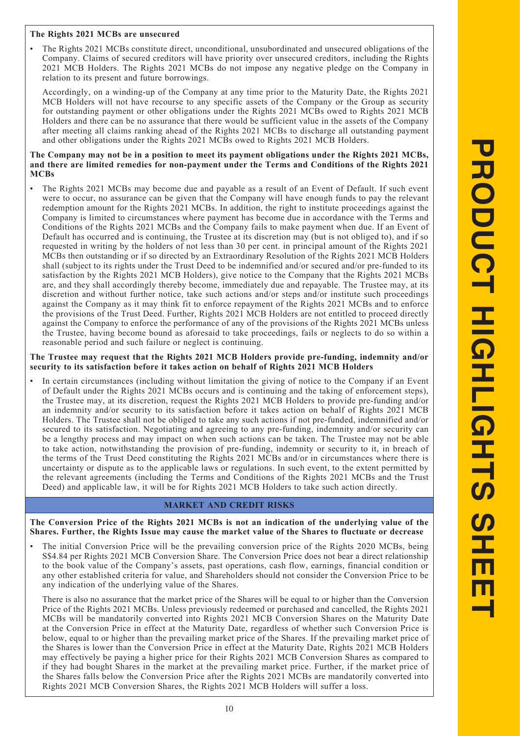**The Rights 2021 MCBs are unsecured**

- The Rights 2021 MCBs constitute direct, unconditional, unsubordinated and unsecured obligations of the Company. Claims of secured creditors will have priority over unsecured creditors, including the Rights 2021 MCB Holders. The Rights 2021 MCBs do not impose any negative pledge on the Company in relation to its present and future borrowings.

  Accordingly, on a winding-up of the Company at any time prior to the Maturity Date, the Rights 2021 MCB Holders will not have recourse to any specific assets of the Company or the Group as security for outstanding payment or other obligations under the Rights 2021 MCBs owed to Rights 2021 MCB Holders and there can be no assurance that there would be sufficient value in the assets of the Company after meeting all claims ranking ahead of the Rights 2021 MCBs to discharge all outstanding payment and other obligations under the Rights 2021 MCBs owed to Rights 2021 MCB Holders.

**The Company may not be in a position to meet its payment obligations under the Rights 2021 MCBs, and there are limited remedies for non-payment under the Terms and Conditions of the Rights 2021 MCBs**

- The Rights 2021 MCBs may become due and payable as a result of an Event of Default. If such event were to occur, no assurance can be given that the Company will have enough funds to pay the relevant redemption amount for the Rights 2021 MCBs. In addition, the right to institute proceedings against the Company is limited to circumstances where payment has become due in accordance with the Terms and Conditions of the Rights 2021 MCBs and the Company fails to make payment when due. If an Event of Default has occurred and is continuing, the Trustee at its discretion may (but is not obliged to), and if so requested in writing by the holders of not less than 30 per cent. in principal amount of the Rights 2021 MCBs then outstanding or if so directed by an Extraordinary Resolution of the Rights 2021 MCB Holders shall (subject to its rights under the Trust Deed to be indemnified and/or secured and/or pre-funded to its satisfaction by the Rights 2021 MCB Holders), give notice to the Company that the Rights 2021 MCBs are, and they shall accordingly thereby become, immediately due and repayable. The Trustee may, at its discretion and without further notice, take such actions and/or steps and/or institute such proceedings against the Company as it may think fit to enforce repayment of the Rights 2021 MCBs and to enforce the provisions of the Trust Deed. Further, Rights 2021 MCB Holders are not entitled to proceed directly against the Company to enforce the performance of any of the provisions of the Rights 2021 MCBs unless the Trustee, having become bound as aforesaid to take proceedings, fails or neglects to do so within a reasonable period and such failure or neglect is continuing.

**The Trustee may request that the Rights 2021 MCB Holders provide pre-funding, indemnity and/or security to its satisfaction before it takes action on behalf of Rights 2021 MCB Holders**

- In certain circumstances (including without limitation the giving of notice to the Company if an Event of Default under the Rights 2021 MCBs occurs and is continuing and the taking of enforcement steps), the Trustee may, at its discretion, request the Rights 2021 MCB Holders to provide pre-funding and/or an indemnity and/or security to its satisfaction before it takes action on behalf of Rights 2021 MCB Holders. The Trustee shall not be obliged to take any such actions if not pre-funded, indemnified and/or secured to its satisfaction. Negotiating and agreeing to any pre-funding, indemnity and/or security can be a lengthy process and may impact on when such actions can be taken. The Trustee may not be able to take action, notwithstanding the provision of pre-funding, indemnity or security to it, in breach of the terms of the Trust Deed constituting the Rights 2021 MCBs and/or in circumstances where there is uncertainty or dispute as to the applicable laws or regulations. In such event, to the extent permitted by the relevant agreements (including the Terms and Conditions of the Rights 2021 MCBs and the Trust Deed) and applicable law, it will be for Rights 2021 MCB Holders to take such action directly.

## MARKET AND CREDIT RISKS

**The Conversion Price of the Rights 2021 MCBs is not an indication of the underlying value of the Shares. Further, the Rights Issue may cause the market value of the Shares to fluctuate or decrease**

- The initial Conversion Price will be the prevailing conversion price of the Rights 2020 MCBs, being S$4.84 per Rights 2021 MCB Conversion Share. The Conversion Price does not bear a direct relationship to the book value of the Company's assets, past operations, cash flow, earnings, financial condition or any other established criteria for value, and Shareholders should not consider the Conversion Price to be any indication of the underlying value of the Shares.

  There is also no assurance that the market price of the Shares will be equal to or higher than the Conversion Price of the Rights 2021 MCBs. Unless previously redeemed or purchased and cancelled, the Rights 2021 MCBs will be mandatorily converted into Rights 2021 MCB Conversion Shares on the Maturity Date at the Conversion Price in effect at the Maturity Date, regardless of whether such Conversion Price is below, equal to or higher than the prevailing market price of the Shares. If the prevailing market price of the Shares is lower than the Conversion Price in effect at the Maturity Date, Rights 2021 MCB Holders may effectively be paying a higher price for their Rights 2021 MCB Conversion Shares as compared to if they had bought Shares in the market at the prevailing market price. Further, if the market price of the Shares falls below the Conversion Price after the Rights 2021 MCBs are mandatorily converted into Rights 2021 MCB Conversion Shares, the Rights 2021 MCB Holders will suffer a loss.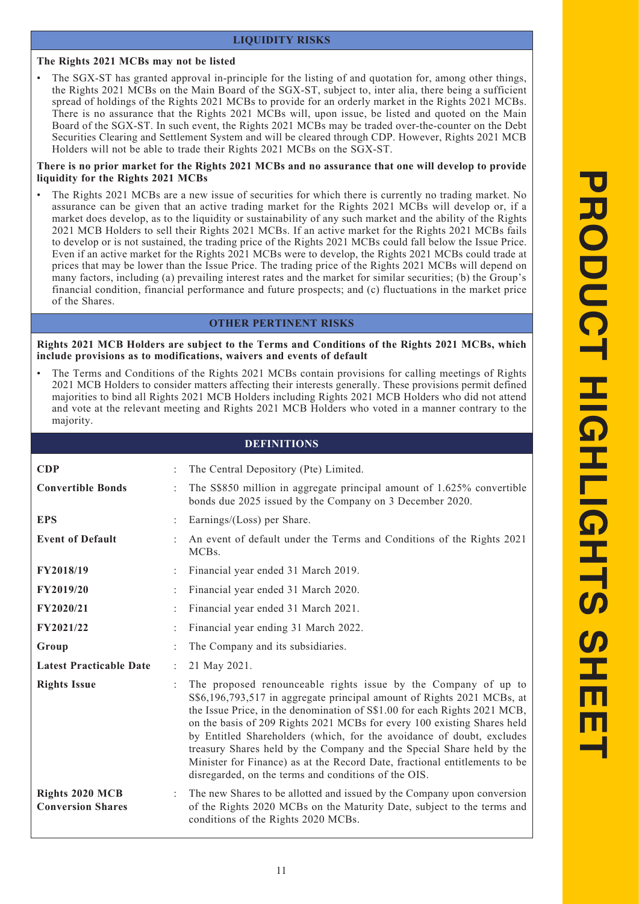## LIQUIDITY RISKS

**The Rights 2021 MCBs may not be listed**

- The SGX-ST has granted approval in-principle for the listing of and quotation for, among other things, the Rights 2021 MCBs on the Main Board of the SGX-ST, subject to, inter alia, there being a sufficient spread of holdings of the Rights 2021 MCBs to provide for an orderly market in the Rights 2021 MCBs. There is no assurance that the Rights 2021 MCBs will, upon issue, be listed and quoted on the Main Board of the SGX-ST. In such event, the Rights 2021 MCBs may be traded over-the-counter on the Debt Securities Clearing and Settlement System and will be cleared through CDP. However, Rights 2021 MCB Holders will not be able to trade their Rights 2021 MCBs on the SGX-ST.

**There is no prior market for the Rights 2021 MCBs and no assurance that one will develop to provide liquidity for the Rights 2021 MCBs**

- The Rights 2021 MCBs are a new issue of securities for which there is currently no trading market. No assurance can be given that an active trading market for the Rights 2021 MCBs will develop or, if a market does develop, as to the liquidity or sustainability of any such market and the ability of the Rights 2021 MCB Holders to sell their Rights 2021 MCBs. If an active market for the Rights 2021 MCBs fails to develop or is not sustained, the trading price of the Rights 2021 MCBs could fall below the Issue Price. Even if an active market for the Rights 2021 MCBs were to develop, the Rights 2021 MCBs could trade at prices that may be lower than the Issue Price. The trading price of the Rights 2021 MCBs will depend on many factors, including (a) prevailing interest rates and the market for similar securities; (b) the Group's financial condition, financial performance and future prospects; and (c) fluctuations in the market price of the Shares.

## OTHER PERTINENT RISKS

**Rights 2021 MCB Holders are subject to the Terms and Conditions of the Rights 2021 MCBs, which include provisions as to modifications, waivers and events of default**

- The Terms and Conditions of the Rights 2021 MCBs contain provisions for calling meetings of Rights 2021 MCB Holders to consider matters affecting their interests generally. These provisions permit defined majorities to bind all Rights 2021 MCB Holders including Rights 2021 MCB Holders who did not attend and vote at the relevant meeting and Rights 2021 MCB Holders who voted in a manner contrary to the majority.

## DEFINITIONS

| | | |
|---|---|---|
| **CDP** | : | The Central Depository (Pte) Limited. |
| **Convertible Bonds** | : | The S$850 million in aggregate principal amount of 1.625% convertible bonds due 2025 issued by the Company on 3 December 2020. |
| **EPS** | : | Earnings/(Loss) per Share. |
| **Event of Default** | : | An event of default under the Terms and Conditions of the Rights 2021 MCBs. |
| **FY2018/19** | : | Financial year ended 31 March 2019. |
| **FY2019/20** | : | Financial year ended 31 March 2020. |
| **FY2020/21** | : | Financial year ended 31 March 2021. |
| **FY2021/22** | : | Financial year ending 31 March 2022. |
| **Group** | : | The Company and its subsidiaries. |
| **Latest Practicable Date** | : | 21 May 2021. |
| **Rights Issue** | : | The proposed renounceable rights issue by the Company of up to S$6,196,793,517 in aggregate principal amount of Rights 2021 MCBs, at the Issue Price, in the denomination of S$1.00 for each Rights 2021 MCB, on the basis of 209 Rights 2021 MCBs for every 100 existing Shares held by Entitled Shareholders (which, for the avoidance of doubt, excludes treasury Shares held by the Company and the Special Share held by the Minister for Finance) as at the Record Date, fractional entitlements to be disregarded, on the terms and conditions of the OIS. |
| **Rights 2020 MCB Conversion Shares** | : | The new Shares to be allotted and issued by the Company upon conversion of the Rights 2020 MCBs on the Maturity Date, subject to the terms and conditions of the Rights 2020 MCBs. |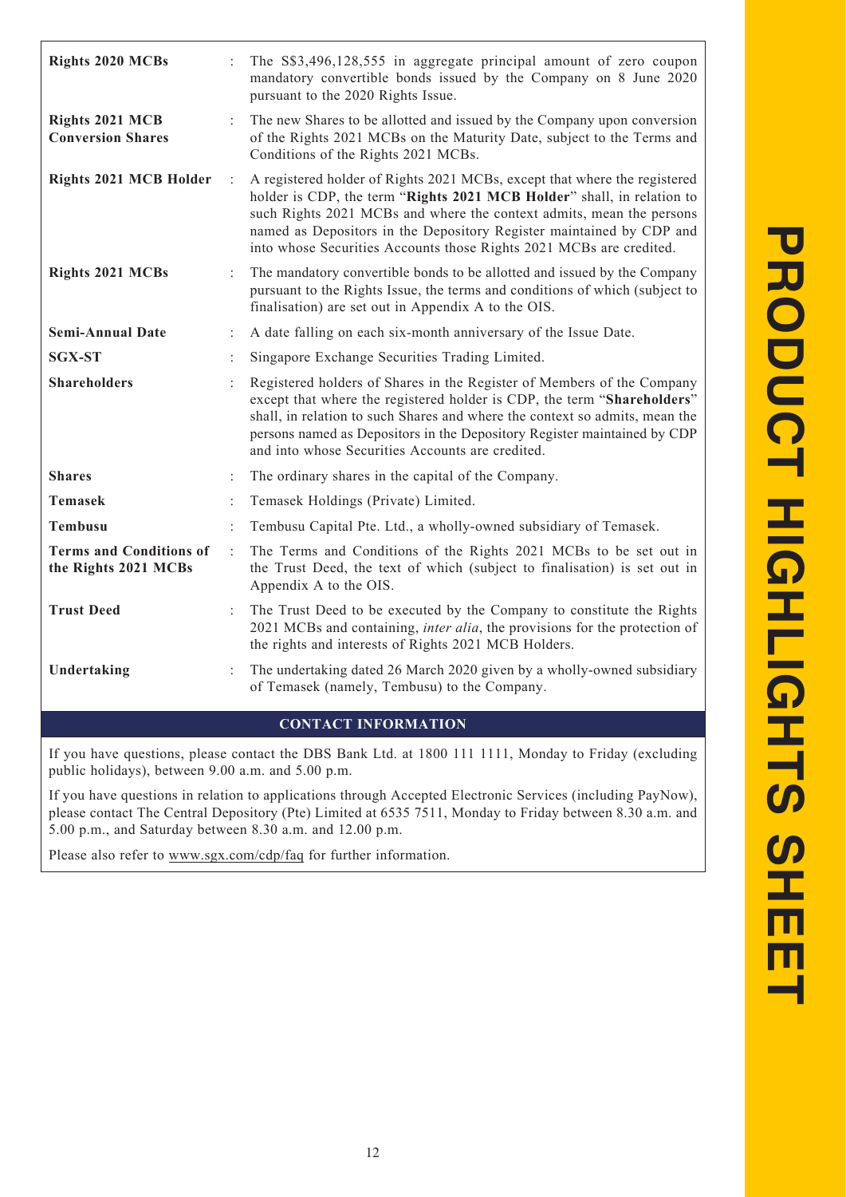| | | |
|---|---|---|
| **Rights 2020 MCBs** | : | The S$3,496,128,555 in aggregate principal amount of zero coupon mandatory convertible bonds issued by the Company on 8 June 2020 pursuant to the 2020 Rights Issue. |
| **Rights 2021 MCB Conversion Shares** | : | The new Shares to be allotted and issued by the Company upon conversion of the Rights 2021 MCBs on the Maturity Date, subject to the Terms and Conditions of the Rights 2021 MCBs. |
| **Rights 2021 MCB Holder** | : | A registered holder of Rights 2021 MCBs, except that where the registered holder is CDP, the term "**Rights 2021 MCB Holder**" shall, in relation to such Rights 2021 MCBs and where the context admits, mean the persons named as Depositors in the Depository Register maintained by CDP and into whose Securities Accounts those Rights 2021 MCBs are credited. |
| **Rights 2021 MCBs** | : | The mandatory convertible bonds to be allotted and issued by the Company pursuant to the Rights Issue, the terms and conditions of which (subject to finalisation) are set out in Appendix A to the OIS. |
| **Semi-Annual Date** | : | A date falling on each six-month anniversary of the Issue Date. |
| **SGX-ST** | : | Singapore Exchange Securities Trading Limited. |
| **Shareholders** | : | Registered holders of Shares in the Register of Members of the Company except that where the registered holder is CDP, the term "**Shareholders**" shall, in relation to such Shares and where the context so admits, mean the persons named as Depositors in the Depository Register maintained by CDP and into whose Securities Accounts are credited. |
| **Shares** | : | The ordinary shares in the capital of the Company. |
| **Temasek** | : | Temasek Holdings (Private) Limited. |
| **Tembusu** | : | Tembusu Capital Pte. Ltd., a wholly-owned subsidiary of Temasek. |
| **Terms and Conditions of the Rights 2021 MCBs** | : | The Terms and Conditions of the Rights 2021 MCBs to be set out in the Trust Deed, the text of which (subject to finalisation) is set out in Appendix A to the OIS. |
| **Trust Deed** | : | The Trust Deed to be executed by the Company to constitute the Rights 2021 MCBs and containing, *inter alia*, the provisions for the protection of the rights and interests of Rights 2021 MCB Holders. |
| **Undertaking** | : | The undertaking dated 26 March 2020 given by a wholly-owned subsidiary of Temasek (namely, Tembusu) to the Company. |

## CONTACT INFORMATION

If you have questions, please contact the DBS Bank Ltd. at 1800 111 1111, Monday to Friday (excluding public holidays), between 9.00 a.m. and 5.00 p.m.

If you have questions in relation to applications through Accepted Electronic Services (including PayNow), please contact The Central Depository (Pte) Limited at 6535 7511, Monday to Friday between 8.30 a.m. and 5.00 p.m., and Saturday between 8.30 a.m. and 12.00 p.m.

Please also refer to www.sgx.com/cdp/faq for further information.

PRODUCT HIGHLIGHTS SHEET